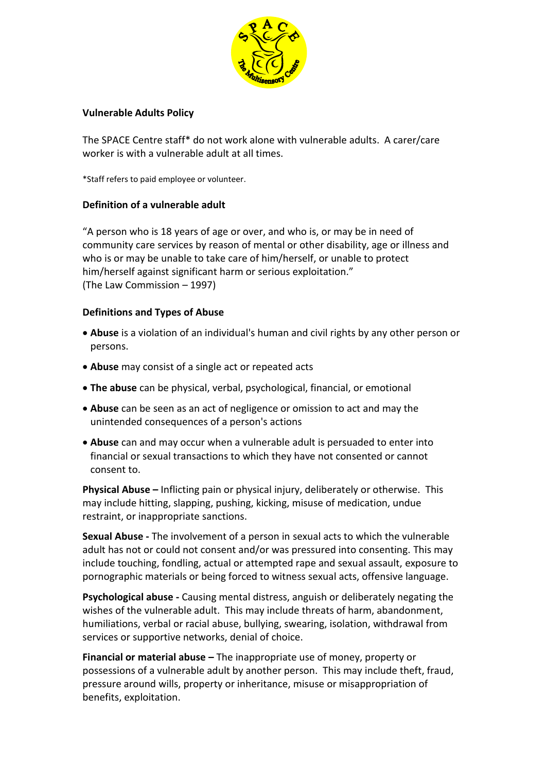## Vulnerable Adults Policy

The SPACE Centre staff* do not work alone with vulnerable adults. A carer/care worker is with a vulnerable adult at all times.

*Staff refers to paid employee or volunteer.

### Definition of a vulnerable adult

"A person who is 18 years of age or over, and who is, or may be in need of community care services by reason of mental or other disability, age or illness and who is or may be unable to take care of him/herself, or unable to protect him/herself against significant harm or serious exploitation."
(The Law Commission – 1997)

### Definitions and Types of Abuse

- **Abuse** is a violation of an individual's human and civil rights by any other person or persons.
- **Abuse** may consist of a single act or repeated acts
- **The abuse** can be physical, verbal, psychological, financial, or emotional
- **Abuse** can be seen as an act of negligence or omission to act and may the unintended consequences of a person's actions
- **Abuse** can and may occur when a vulnerable adult is persuaded to enter into financial or sexual transactions to which they have not consented or cannot consent to.

**Physical Abuse –** Inflicting pain or physical injury, deliberately or otherwise. This may include hitting, slapping, pushing, kicking, misuse of medication, undue restraint, or inappropriate sanctions.

**Sexual Abuse -** The involvement of a person in sexual acts to which the vulnerable adult has not or could not consent and/or was pressured into consenting. This may include touching, fondling, actual or attempted rape and sexual assault, exposure to pornographic materials or being forced to witness sexual acts, offensive language.

**Psychological abuse -** Causing mental distress, anguish or deliberately negating the wishes of the vulnerable adult. This may include threats of harm, abandonment, humiliations, verbal or racial abuse, bullying, swearing, isolation, withdrawal from services or supportive networks, denial of choice.

**Financial or material abuse –** The inappropriate use of money, property or possessions of a vulnerable adult by another person. This may include theft, fraud, pressure around wills, property or inheritance, misuse or misappropriation of benefits, exploitation.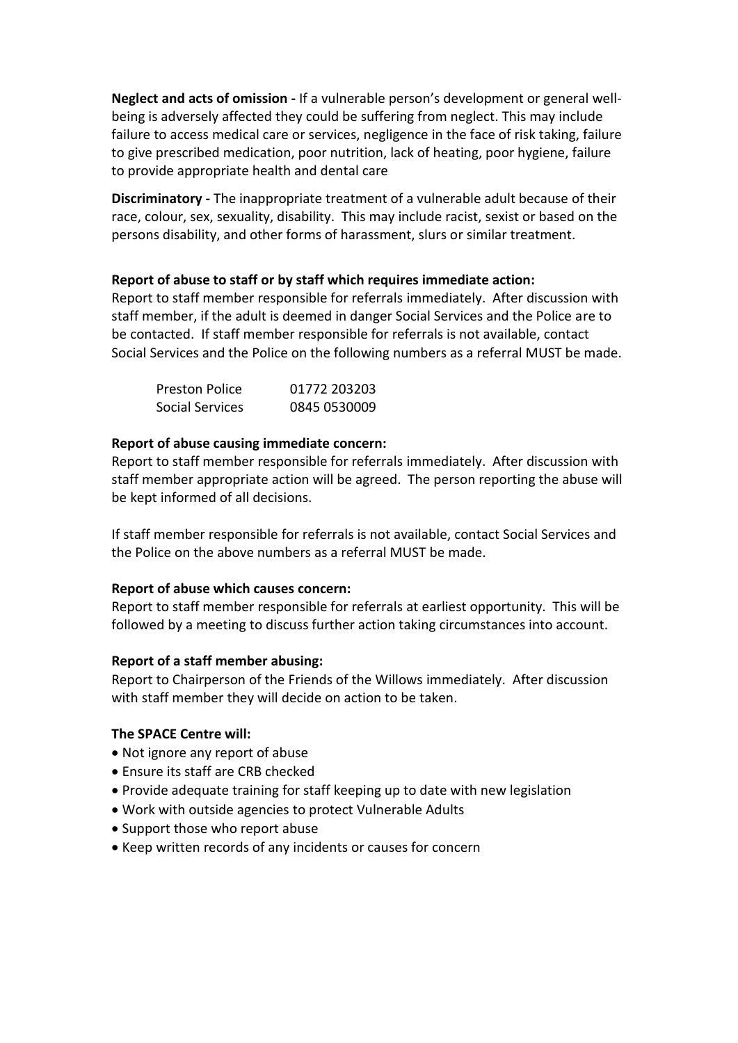**Neglect and acts of omission -** If a vulnerable person's development or general well-being is adversely affected they could be suffering from neglect. This may include failure to access medical care or services, negligence in the face of risk taking, failure to give prescribed medication, poor nutrition, lack of heating, poor hygiene, failure to provide appropriate health and dental care

**Discriminatory -** The inappropriate treatment of a vulnerable adult because of their race, colour, sex, sexuality, disability. This may include racist, sexist or based on the persons disability, and other forms of harassment, slurs or similar treatment.

**Report of abuse to staff or by staff which requires immediate action:**
Report to staff member responsible for referrals immediately. After discussion with staff member, if the adult is deemed in danger Social Services and the Police are to be contacted. If staff member responsible for referrals is not available, contact Social Services and the Police on the following numbers as a referral MUST be made.

| | |
|---|---|
| Preston Police | 01772 203203 |
| Social Services | 0845 0530009 |

**Report of abuse causing immediate concern:**
Report to staff member responsible for referrals immediately. After discussion with staff member appropriate action will be agreed. The person reporting the abuse will be kept informed of all decisions.

If staff member responsible for referrals is not available, contact Social Services and the Police on the above numbers as a referral MUST be made.

**Report of abuse which causes concern:**
Report to staff member responsible for referrals at earliest opportunity. This will be followed by a meeting to discuss further action taking circumstances into account.

**Report of a staff member abusing:**
Report to Chairperson of the Friends of the Willows immediately. After discussion with staff member they will decide on action to be taken.

**The SPACE Centre will:**

- Not ignore any report of abuse
- Ensure its staff are CRB checked
- Provide adequate training for staff keeping up to date with new legislation
- Work with outside agencies to protect Vulnerable Adults
- Support those who report abuse
- Keep written records of any incidents or causes for concern